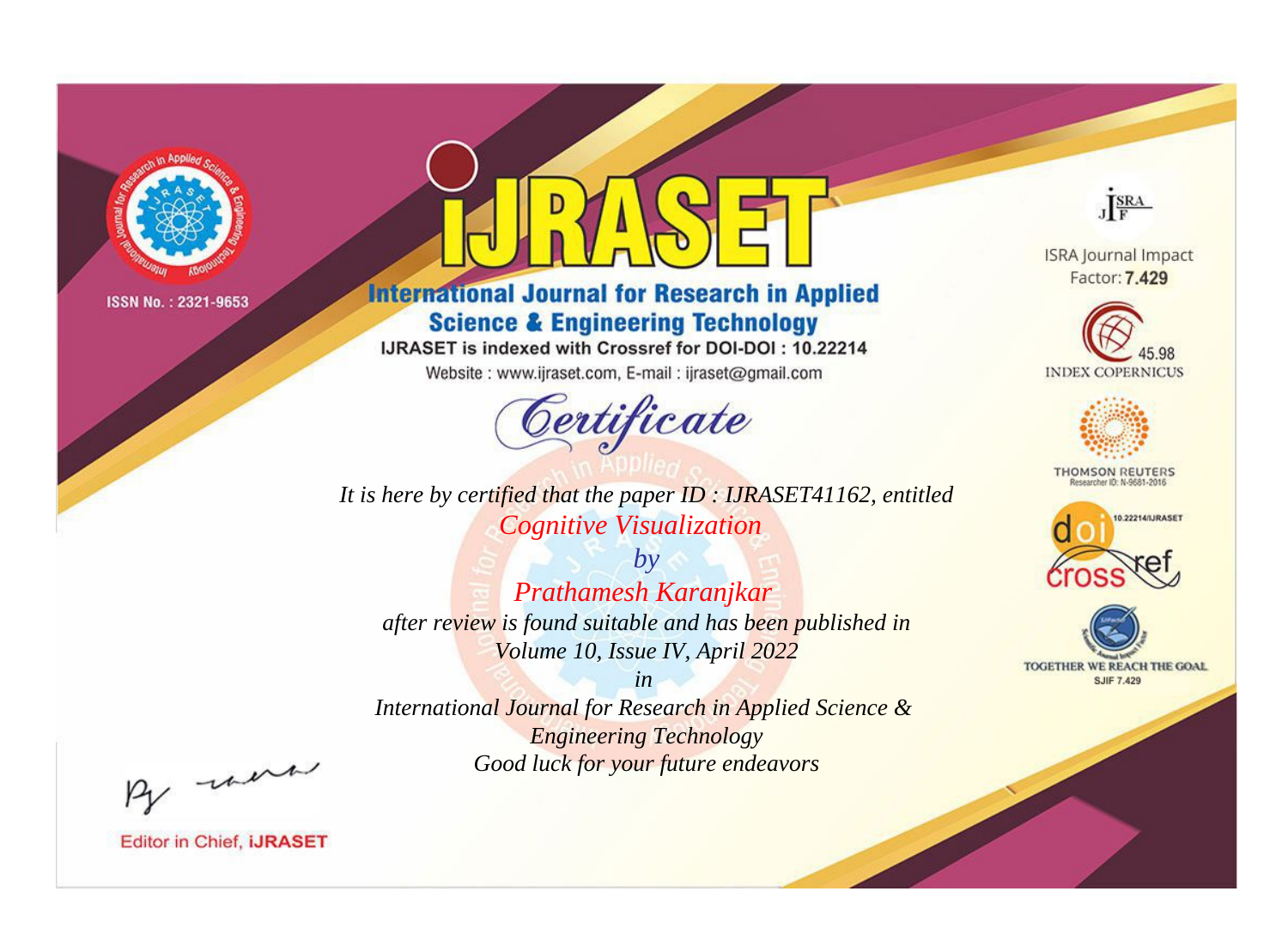ISSN No. : 2321-9653

# IJRASET

## International Journal for Research in Applied Science & Engineering Technology

IJRASET is indexed with Crossref for DOI-DOI : 10.22214

Website : www.ijraset.com, E-mail : ijraset@gmail.com

ISRA Journal Impact Factor: **7.429**

45.98 INDEX COPERNICUS

THOMSON REUTERS Researcher ID: N-9681-2016

10.22214/IJRASET

TOGETHER WE REACH THE GOAL SJIF 7.429

# *Certificate*

*It is here by certified that the paper ID : IJRASET41162, entitled*

*Cognitive Visualization*

*by*

*Prathamesh Karanjkar*

*after review is found suitable and has been published in*

*Volume 10, Issue IV, April 2022*

*in*

*International Journal for Research in Applied Science & Engineering Technology*

*Good luck for your future endeavors*

Editor in Chief, **iJRASET**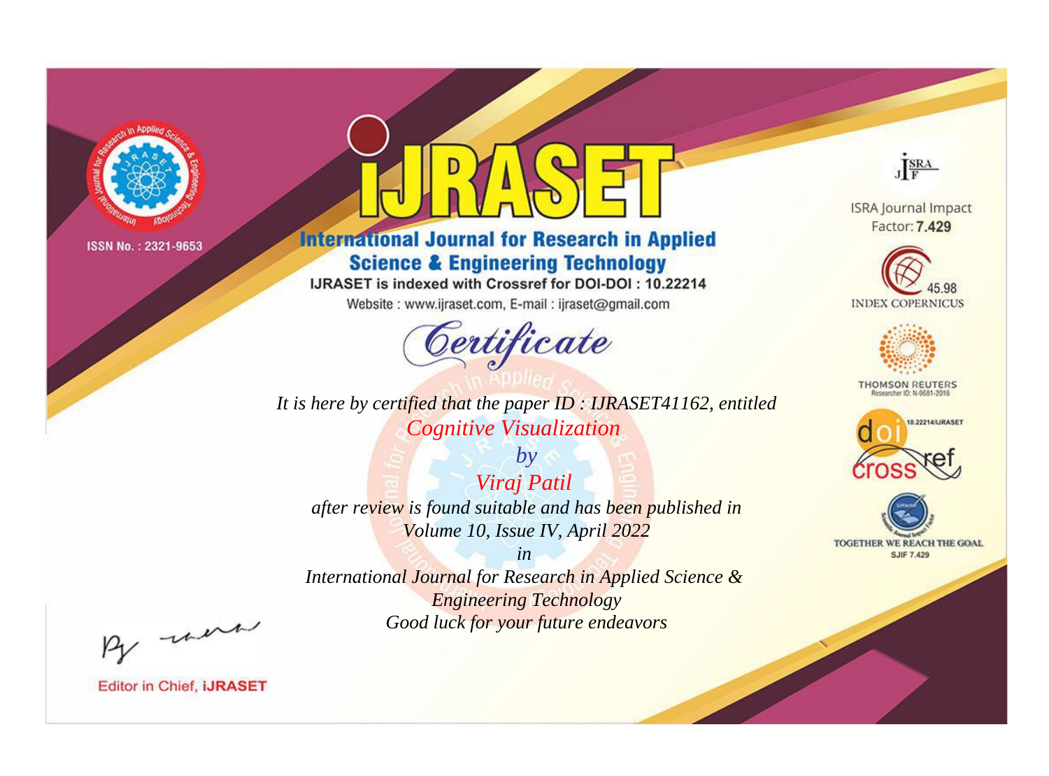ISSN No. : 2321-9653

# iJRASET

## International Journal for Research in Applied Science & Engineering Technology

IJRASET is indexed with Crossref for DOI-DOI : 10.22214

Website : www.ijraset.com, E-mail : ijraset@gmail.com

# Certificate

*It is here by certified that the paper ID : IJRASET41162, entitled*

*Cognitive Visualization*

*by*

*Viraj Patil*

*after review is found suitable and has been published in*

*Volume 10, Issue IV, April 2022*

*in*

*International Journal for Research in Applied Science & Engineering Technology*

*Good luck for your future endeavors*

ISRA Journal Impact Factor: **7.429**

45.98 INDEX COPERNICUS

THOMSON REUTERS Researcher ID: N-9681-2016

10.22214/IJRASET

TOGETHER WE REACH THE GOAL SJIF 7.429

Editor in Chief, **iJRASET**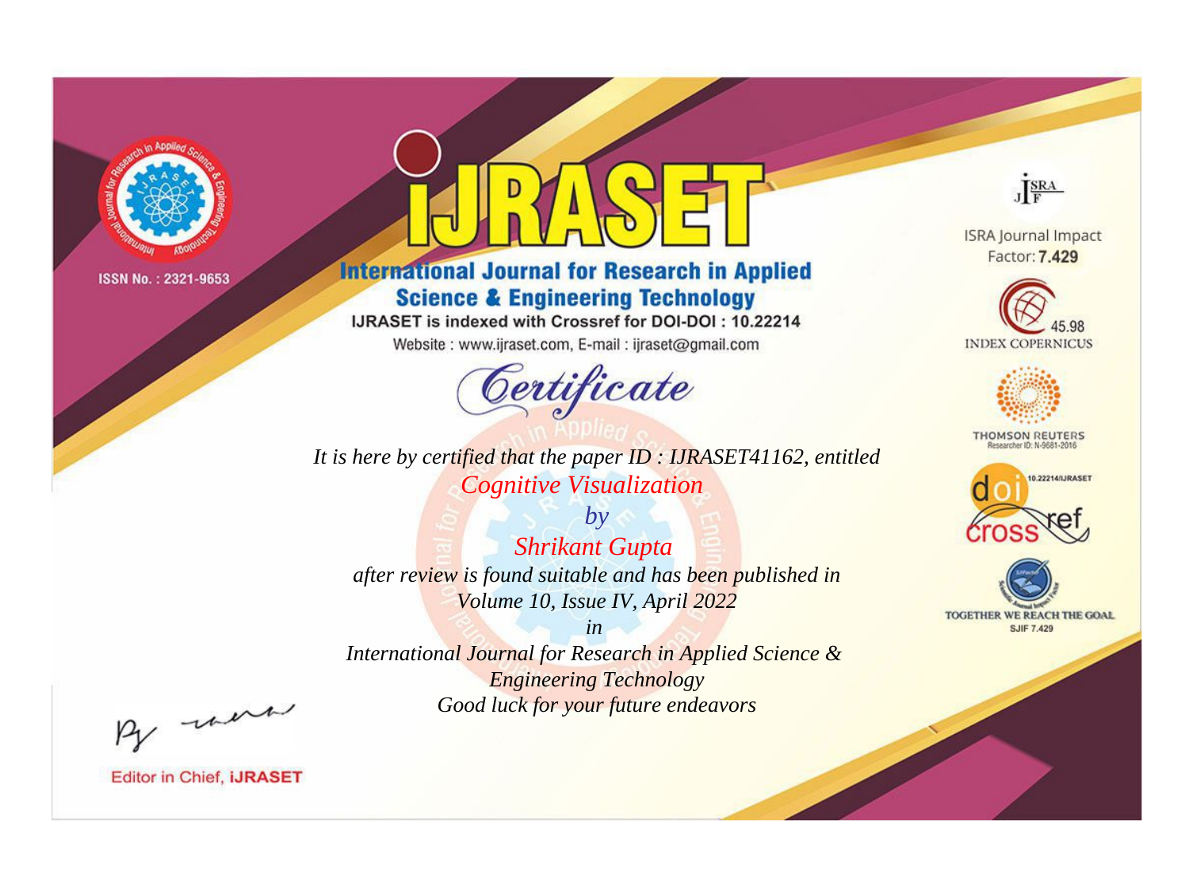ISSN No. : 2321-9653

# IJRASET

## International Journal for Research in Applied Science & Engineering Technology

IJRASET is indexed with Crossref for DOI-DOI : 10.22214

Website : www.ijraset.com, E-mail : ijraset@gmail.com

*Certificate*

*It is here by certified that the paper ID : IJRASET41162, entitled*

*Cognitive Visualization*

*by*

*Shrikant Gupta*

*after review is found suitable and has been published in*

*Volume 10, Issue IV, April 2022*

*in*

*International Journal for Research in Applied Science & Engineering Technology*

*Good luck for your future endeavors*

ISRA Journal Impact Factor: **7.429**

45.98 INDEX COPERNICUS

THOMSON REUTERS Researcher ID: N-9681-2016

10.22214/IJRASET

TOGETHER WE REACH THE GOAL SJIF 7.429

Editor in Chief, **iJRASET**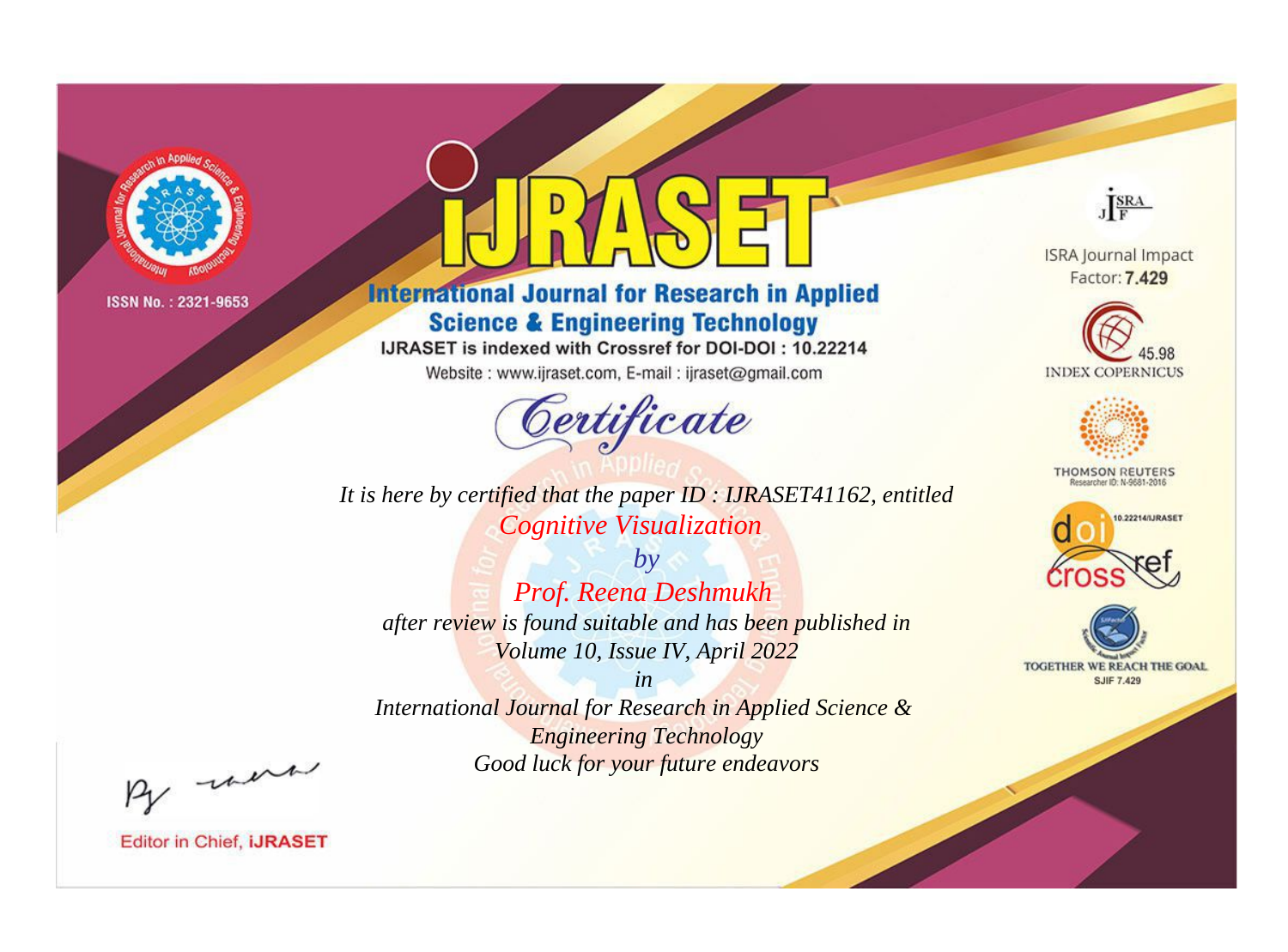ISSN No. : 2321-9653

# iJRASET

## International Journal for Research in Applied Science & Engineering Technology

IJRASET is indexed with Crossref for DOI-DOI : 10.22214

Website : www.ijraset.com, E-mail : ijraset@gmail.com

# Certificate

*It is here by certified that the paper ID : IJRASET41162, entitled*

*Cognitive Visualization*

*by*

*Prof. Reena Deshmukh*

*after review is found suitable and has been published in*

*Volume 10, Issue IV, April 2022*

*in*

*International Journal for Research in Applied Science & Engineering Technology*

*Good luck for your future endeavors*

ISRA Journal Impact Factor: **7.429**

45.98 INDEX COPERNICUS

THOMSON REUTERS
Researcher ID: N-9681-2016

10.22214/IJRASET

doi crossref

TOGETHER WE REACH THE GOAL
SJIF 7.429

Editor in Chief, **iJRASET**